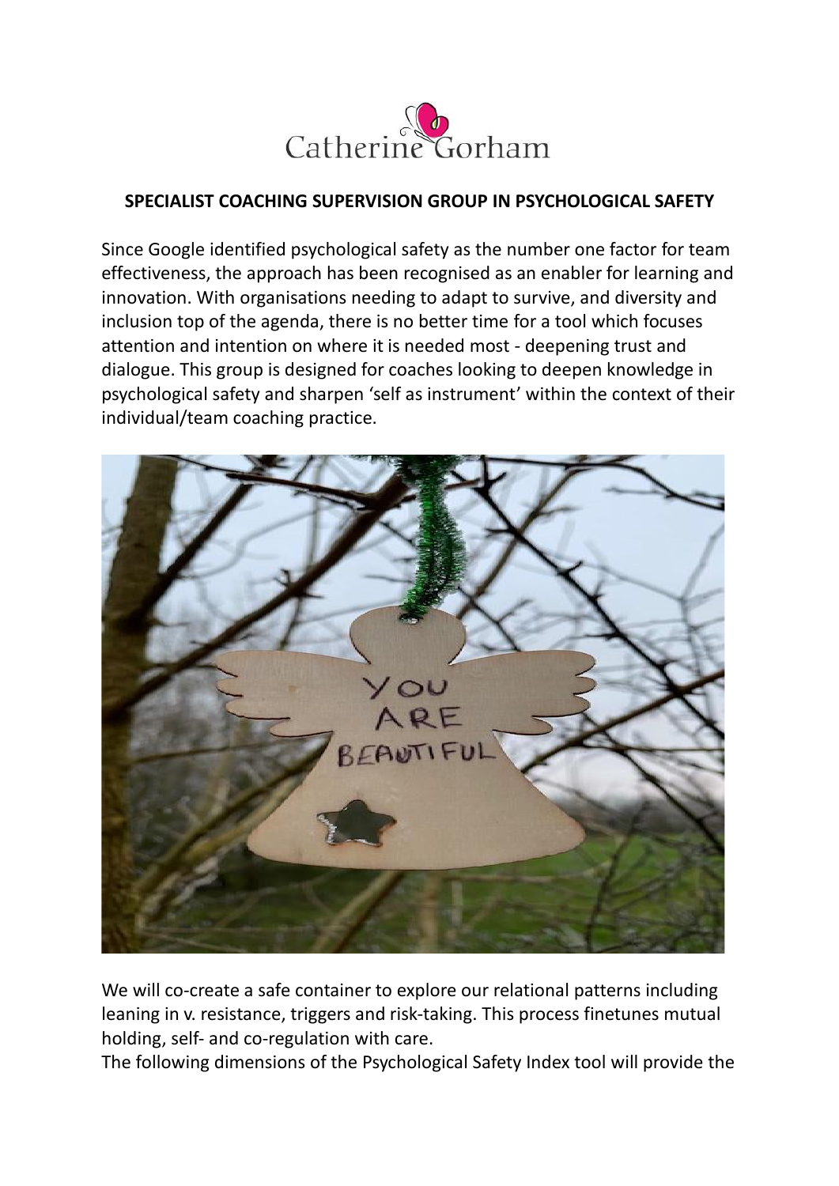Catherine Gorham

## SPECIALIST COACHING SUPERVISION GROUP IN PSYCHOLOGICAL SAFETY

Since Google identified psychological safety as the number one factor for team effectiveness, the approach has been recognised as an enabler for learning and innovation. With organisations needing to adapt to survive, and diversity and inclusion top of the agenda, there is no better time for a tool which focuses attention and intention on where it is needed most - deepening trust and dialogue. This group is designed for coaches looking to deepen knowledge in psychological safety and sharpen 'self as instrument' within the context of their individual/team coaching practice.

We will co-create a safe container to explore our relational patterns including leaning in v. resistance, triggers and risk-taking. This process finetunes mutual holding, self- and co-regulation with care.
The following dimensions of the Psychological Safety Index tool will provide the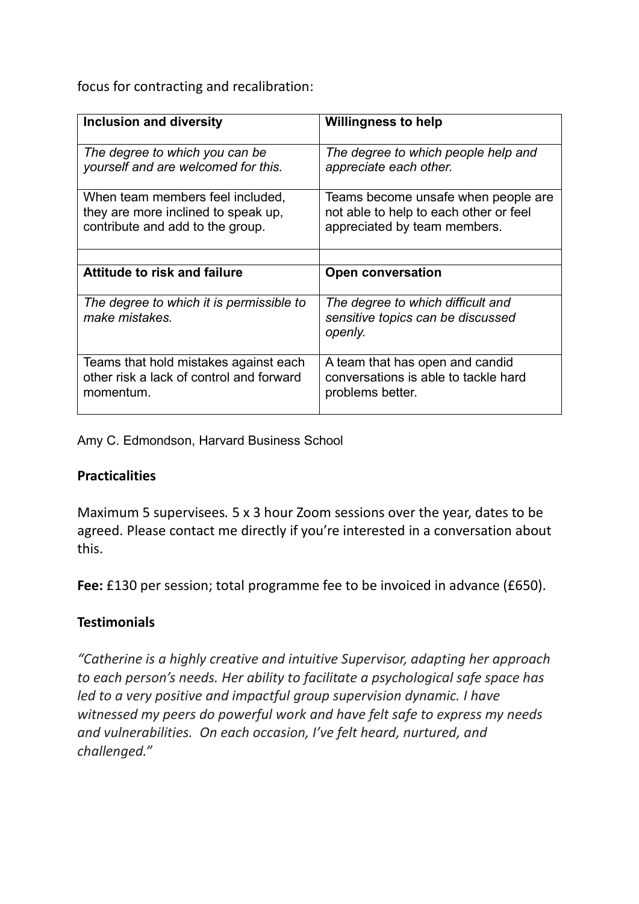focus for contracting and recalibration:

| **Inclusion and diversity** | **Willingness to help** |
|---|---|
| *The degree to which you can be yourself and are welcomed for this.* | *The degree to which people help and appreciate each other.* |
| When team members feel included, they are more inclined to speak up, contribute and add to the group. | Teams become unsafe when people are not able to help to each other or feel appreciated by team members. |
| | |
| **Attitude to risk and failure** | **Open conversation** |
| *The degree to which it is permissible to make mistakes.* | *The degree to which difficult and sensitive topics can be discussed openly.* |
| Teams that hold mistakes against each other risk a lack of control and forward momentum. | A team that has open and candid conversations is able to tackle hard problems better. |

Amy C. Edmondson, Harvard Business School

**Practicalities**

Maximum 5 supervisees. 5 x 3 hour Zoom sessions over the year, dates to be agreed. Please contact me directly if you're interested in a conversation about this.

**Fee:** £130 per session; total programme fee to be invoiced in advance (£650).

**Testimonials**

*"Catherine is a highly creative and intuitive Supervisor, adapting her approach to each person's needs. Her ability to facilitate a psychological safe space has led to a very positive and impactful group supervision dynamic. I have witnessed my peers do powerful work and have felt safe to express my needs and vulnerabilities. On each occasion, I've felt heard, nurtured, and challenged."*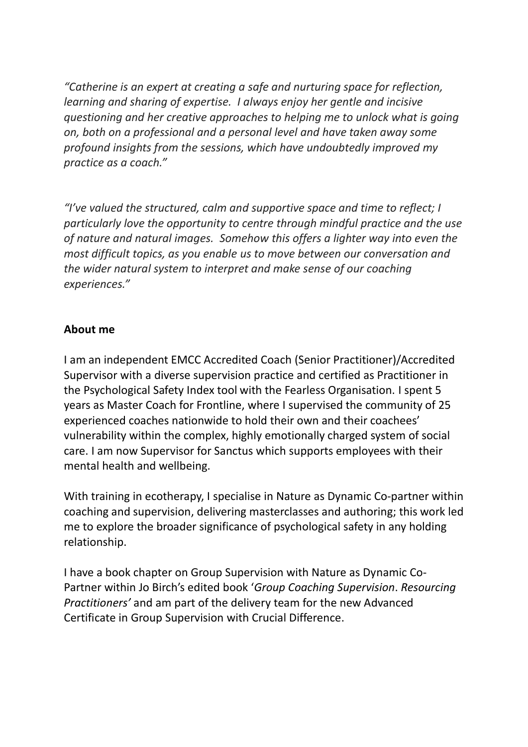*"Catherine is an expert at creating a safe and nurturing space for reflection, learning and sharing of expertise. I always enjoy her gentle and incisive questioning and her creative approaches to helping me to unlock what is going on, both on a professional and a personal level and have taken away some profound insights from the sessions, which have undoubtedly improved my practice as a coach."*

*"I've valued the structured, calm and supportive space and time to reflect; I particularly love the opportunity to centre through mindful practice and the use of nature and natural images. Somehow this offers a lighter way into even the most difficult topics, as you enable us to move between our conversation and the wider natural system to interpret and make sense of our coaching experiences."*

**About me**

I am an independent EMCC Accredited Coach (Senior Practitioner)/Accredited Supervisor with a diverse supervision practice and certified as Practitioner in the Psychological Safety Index tool with the Fearless Organisation. I spent 5 years as Master Coach for Frontline, where I supervised the community of 25 experienced coaches nationwide to hold their own and their coachees' vulnerability within the complex, highly emotionally charged system of social care. I am now Supervisor for Sanctus which supports employees with their mental health and wellbeing.

With training in ecotherapy, I specialise in Nature as Dynamic Co-partner within coaching and supervision, delivering masterclasses and authoring; this work led me to explore the broader significance of psychological safety in any holding relationship.

I have a book chapter on Group Supervision with Nature as Dynamic Co-Partner within Jo Birch's edited book '*Group Coaching Supervision*. *Resourcing Practitioners'* and am part of the delivery team for the new Advanced Certificate in Group Supervision with Crucial Difference.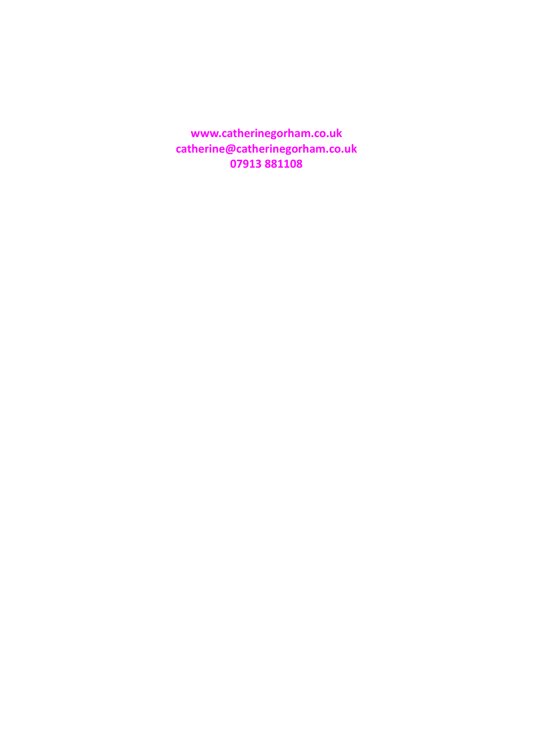**www.catherinegorham.co.uk**
**catherine@catherinegorham.co.uk**
**07913 881108**